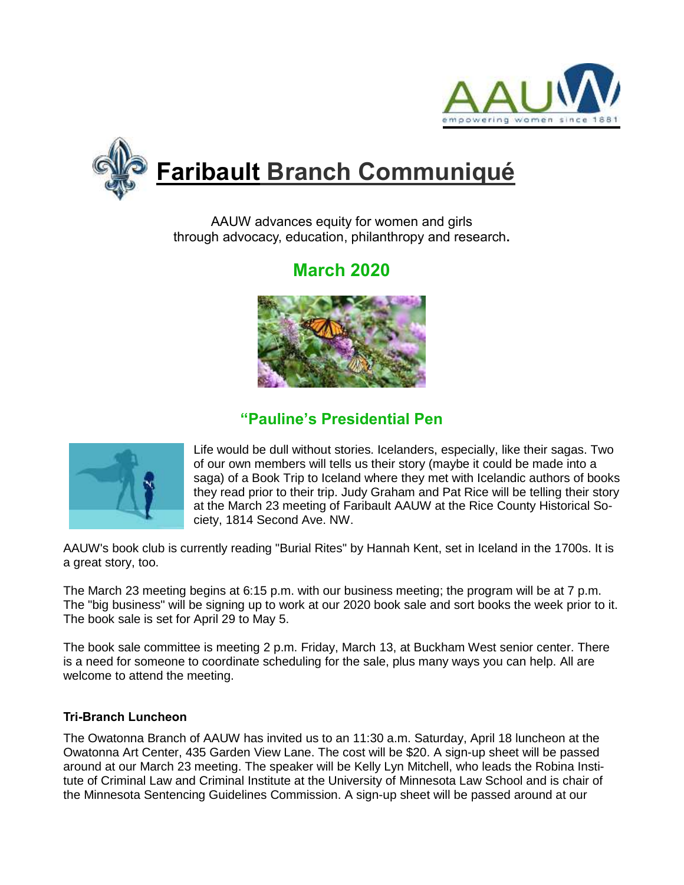# Faribault Branch Communiqué

AAUW advances equity for women and girls
through advocacy, education, philanthropy and research.

## March 2020

## "Pauline's Presidential Pen

Life would be dull without stories. Icelanders, especially, like their sagas. Two of our own members will tells us their story (maybe it could be made into a saga) of a Book Trip to Iceland where they met with Icelandic authors of books they read prior to their trip. Judy Graham and Pat Rice will be telling their story at the March 23 meeting of Faribault AAUW at the Rice County Historical Society, 1814 Second Ave. NW.

AAUW's book club is currently reading "Burial Rites" by Hannah Kent, set in Iceland in the 1700s. It is a great story, too.

The March 23 meeting begins at 6:15 p.m. with our business meeting; the program will be at 7 p.m. The "big business" will be signing up to work at our 2020 book sale and sort books the week prior to it. The book sale is set for April 29 to May 5.

The book sale committee is meeting 2 p.m. Friday, March 13, at Buckham West senior center. There is a need for someone to coordinate scheduling for the sale, plus many ways you can help. All are welcome to attend the meeting.

**Tri-Branch Luncheon**

The Owatonna Branch of AAUW has invited us to an 11:30 a.m. Saturday, April 18 luncheon at the Owatonna Art Center, 435 Garden View Lane. The cost will be $20. A sign-up sheet will be passed around at our March 23 meeting. The speaker will be Kelly Lyn Mitchell, who leads the Robina Institute of Criminal Law and Criminal Institute at the University of Minnesota Law School and is chair of the Minnesota Sentencing Guidelines Commission. A sign-up sheet will be passed around at our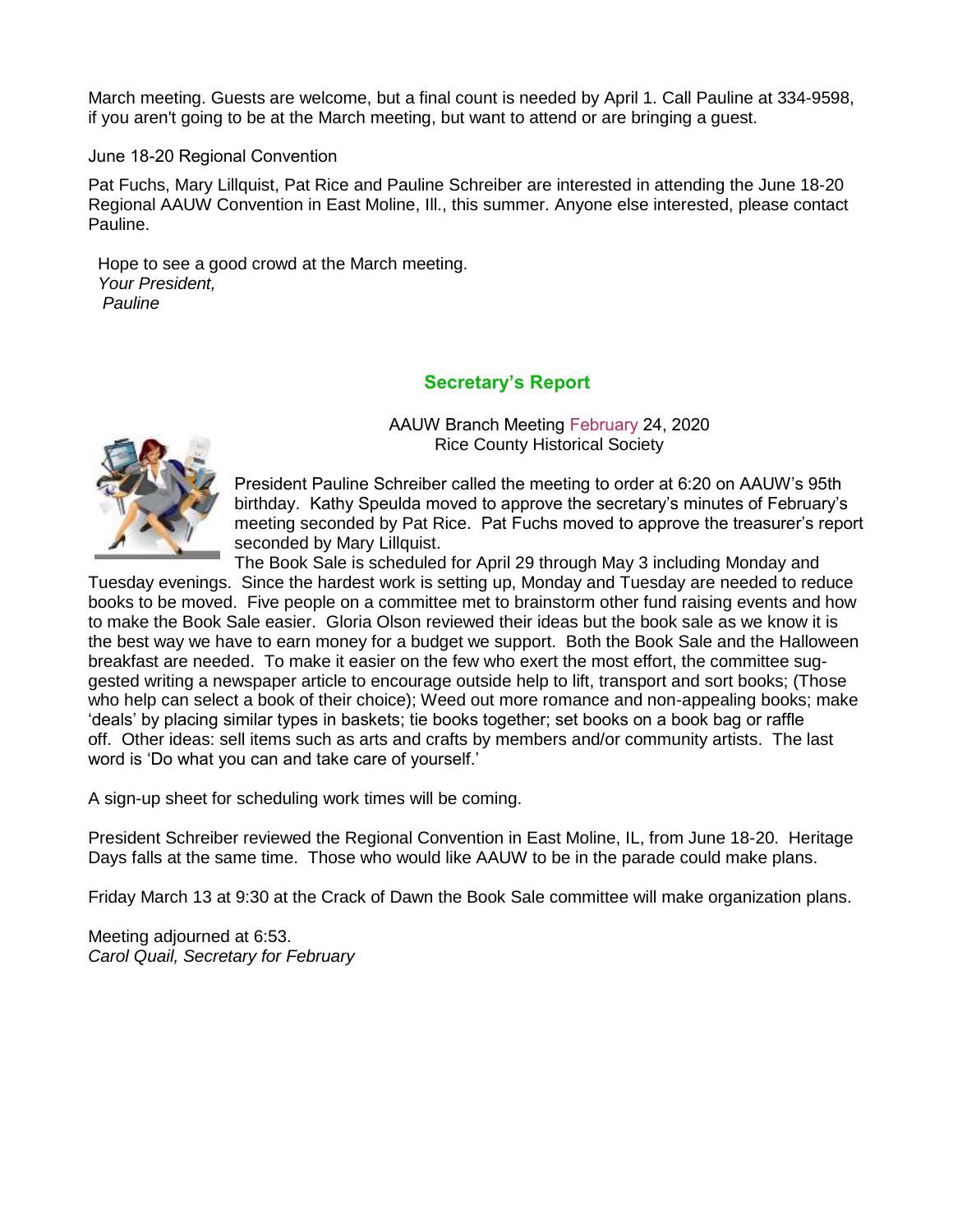March meeting. Guests are welcome, but a final count is needed by April 1. Call Pauline at 334-9598, if you aren't going to be at the March meeting, but want to attend or are bringing a guest.

June 18-20 Regional Convention

Pat Fuchs, Mary Lillquist, Pat Rice and Pauline Schreiber are interested in attending the June 18-20 Regional AAUW Convention in East Moline, Ill., this summer. Anyone else interested, please contact Pauline.

Hope to see a good crowd at the March meeting.
*Your President,*
*Pauline*

## Secretary's Report

AAUW Branch Meeting February 24, 2020
Rice County Historical Society

President Pauline Schreiber called the meeting to order at 6:20 on AAUW's 95th birthday. Kathy Speulda moved to approve the secretary's minutes of February's meeting seconded by Pat Rice. Pat Fuchs moved to approve the treasurer's report seconded by Mary Lillquist.

The Book Sale is scheduled for April 29 through May 3 including Monday and Tuesday evenings. Since the hardest work is setting up, Monday and Tuesday are needed to reduce books to be moved. Five people on a committee met to brainstorm other fund raising events and how to make the Book Sale easier. Gloria Olson reviewed their ideas but the book sale as we know it is the best way we have to earn money for a budget we support. Both the Book Sale and the Halloween breakfast are needed. To make it easier on the few who exert the most effort, the committee suggested writing a newspaper article to encourage outside help to lift, transport and sort books; (Those who help can select a book of their choice); Weed out more romance and non-appealing books; make 'deals' by placing similar types in baskets; tie books together; set books on a book bag or raffle off. Other ideas: sell items such as arts and crafts by members and/or community artists. The last word is 'Do what you can and take care of yourself.'

A sign-up sheet for scheduling work times will be coming.

President Schreiber reviewed the Regional Convention in East Moline, IL, from June 18-20. Heritage Days falls at the same time. Those who would like AAUW to be in the parade could make plans.

Friday March 13 at 9:30 at the Crack of Dawn the Book Sale committee will make organization plans.

Meeting adjourned at 6:53.
*Carol Quail, Secretary for February*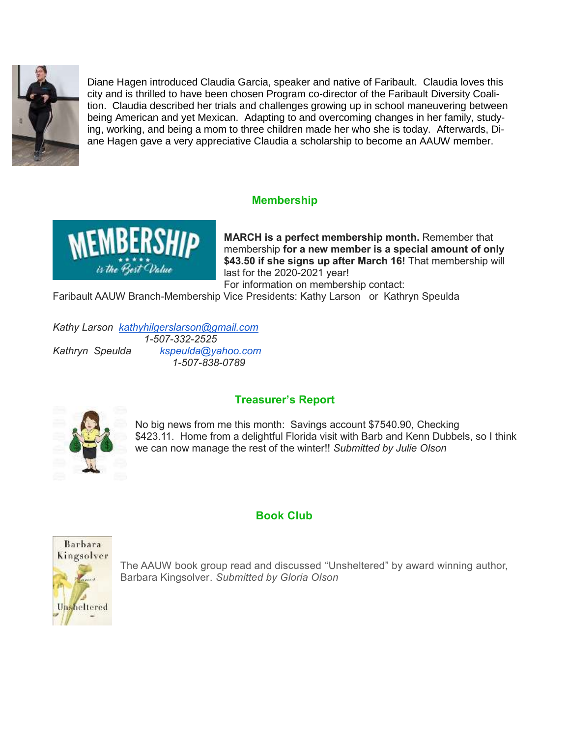Diane Hagen introduced Claudia Garcia, speaker and native of Faribault. Claudia loves this city and is thrilled to have been chosen Program co-director of the Faribault Diversity Coalition. Claudia described her trials and challenges growing up in school maneuvering between being American and yet Mexican. Adapting to and overcoming changes in her family, studying, working, and being a mom to three children made her who she is today. Afterwards, Diane Hagen gave a very appreciative Claudia a scholarship to become an AAUW member.

## Membership

**MARCH is a perfect membership month.** Remember that membership **for a new member is a special amount of only $43.50 if she signs up after March 16!** That membership will last for the 2020-2021 year!

For information on membership contact:

Faribault AAUW Branch-Membership Vice Presidents: Kathy Larson or Kathryn Speulda

*Kathy Larson* *kathyhilgerslarson@gmail.com*
*1-507-332-2525*
*Kathryn Speulda* *kspeulda@yahoo.com*
*1-507-838-0789*

## Treasurer's Report

No big news from me this month: Savings account $7540.90, Checking $423.11. Home from a delightful Florida visit with Barb and Kenn Dubbels, so I think we can now manage the rest of the winter!! *Submitted by Julie Olson*

## Book Club

The AAUW book group read and discussed "Unsheltered" by award winning author, Barbara Kingsolver. *Submitted by Gloria Olson*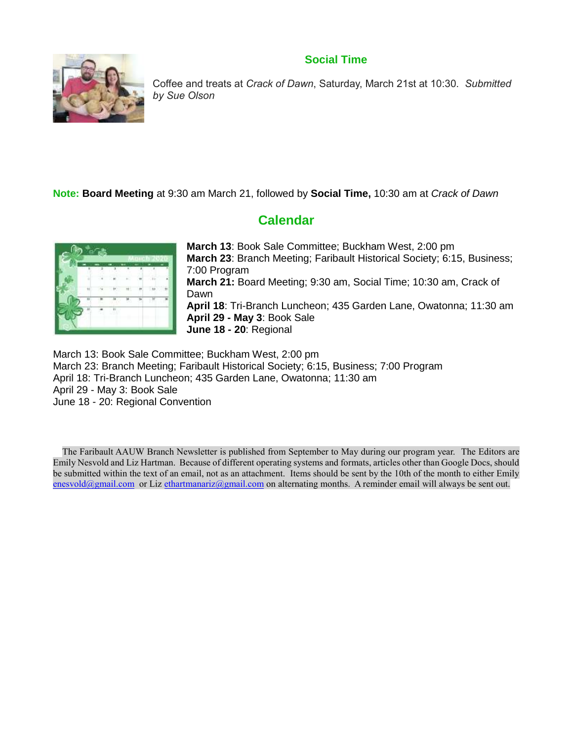## Social Time

Coffee and treats at *Crack of Dawn*, Saturday, March 21st at 10:30. *Submitted by Sue Olson*

**Note:** **Board Meeting** at 9:30 am March 21, followed by **Social Time,** 10:30 am at *Crack of Dawn*

## Calendar

**March 13**: Book Sale Committee; Buckham West, 2:00 pm
**March 23**: Branch Meeting; Faribault Historical Society; 6:15, Business; 7:00 Program
**March 21:** Board Meeting; 9:30 am, Social Time; 10:30 am, Crack of Dawn
**April 18**: Tri-Branch Luncheon; 435 Garden Lane, Owatonna; 11:30 am
**April 29 - May 3**: Book Sale
**June 18 - 20**: Regional

March 13: Book Sale Committee; Buckham West, 2:00 pm
March 23: Branch Meeting; Faribault Historical Society; 6:15, Business; 7:00 Program
April 18: Tri-Branch Luncheon; 435 Garden Lane, Owatonna; 11:30 am
April 29 - May 3: Book Sale
June 18 - 20: Regional Convention

The Faribault AAUW Branch Newsletter is published from September to May during our program year. The Editors are Emily Nesvold and Liz Hartman. Because of different operating systems and formats, articles other than Google Docs, should be submitted within the text of an email, not as an attachment. Items should be sent by the 10th of the month to either Emily enesvold@gmail.com or Liz ethartmanariz@gmail.com on alternating months. A reminder email will always be sent out.